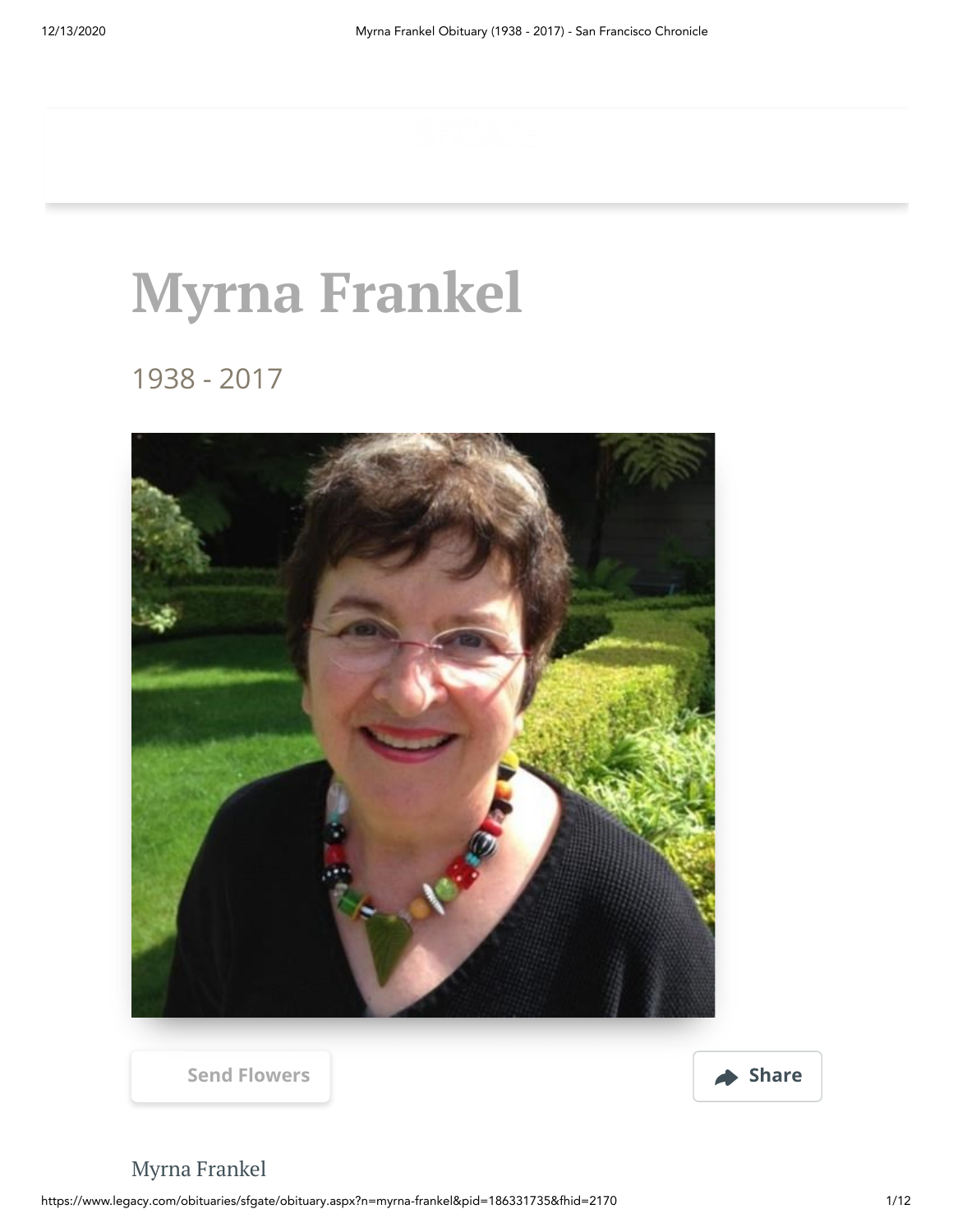# Myrna Frankel

1938 - 2017

Send Flowers

Share

Myrna Frankel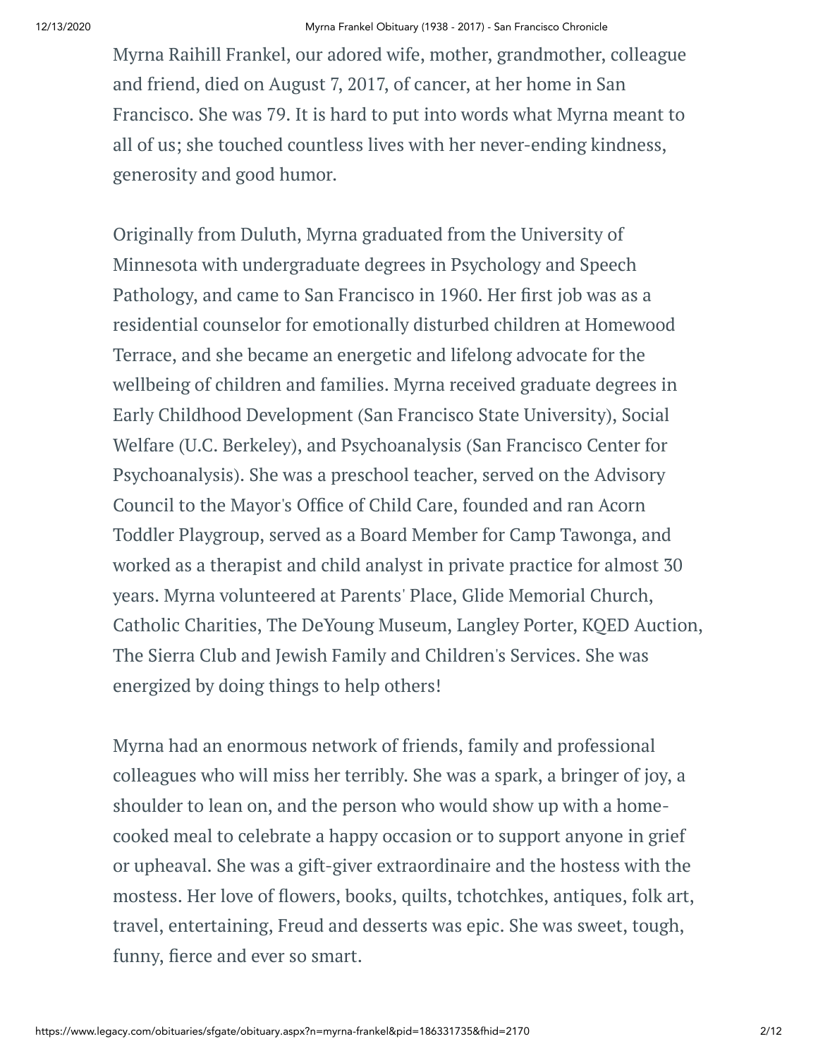Myrna Raihill Frankel, our adored wife, mother, grandmother, colleague and friend, died on August 7, 2017, of cancer, at her home in San Francisco. She was 79. It is hard to put into words what Myrna meant to all of us; she touched countless lives with her never-ending kindness, generosity and good humor.

Originally from Duluth, Myrna graduated from the University of Minnesota with undergraduate degrees in Psychology and Speech Pathology, and came to San Francisco in 1960. Her first job was as a residential counselor for emotionally disturbed children at Homewood Terrace, and she became an energetic and lifelong advocate for the wellbeing of children and families. Myrna received graduate degrees in Early Childhood Development (San Francisco State University), Social Welfare (U.C. Berkeley), and Psychoanalysis (San Francisco Center for Psychoanalysis). She was a preschool teacher, served on the Advisory Council to the Mayor's Office of Child Care, founded and ran Acorn Toddler Playgroup, served as a Board Member for Camp Tawonga, and worked as a therapist and child analyst in private practice for almost 30 years. Myrna volunteered at Parents' Place, Glide Memorial Church, Catholic Charities, The DeYoung Museum, Langley Porter, KQED Auction, The Sierra Club and Jewish Family and Children's Services. She was energized by doing things to help others!

Myrna had an enormous network of friends, family and professional colleagues who will miss her terribly. She was a spark, a bringer of joy, a shoulder to lean on, and the person who would show up with a home-cooked meal to celebrate a happy occasion or to support anyone in grief or upheaval. She was a gift-giver extraordinaire and the hostess with the mostess. Her love of flowers, books, quilts, tchotchkes, antiques, folk art, travel, entertaining, Freud and desserts was epic. She was sweet, tough, funny, fierce and ever so smart.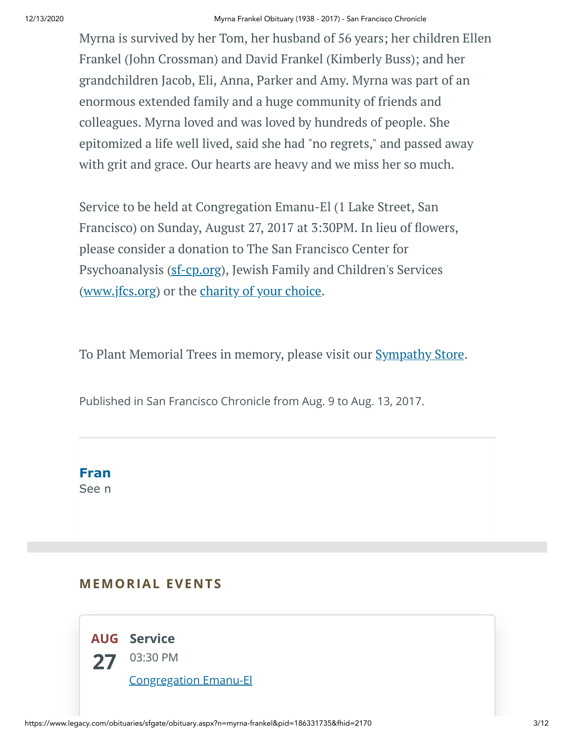Myrna is survived by her Tom, her husband of 56 years; her children Ellen Frankel (John Crossman) and David Frankel (Kimberly Buss); and her grandchildren Jacob, Eli, Anna, Parker and Amy. Myrna was part of an enormous extended family and a huge community of friends and colleagues. Myrna loved and was loved by hundreds of people. She epitomized a life well lived, said she had "no regrets," and passed away with grit and grace. Our hearts are heavy and we miss her so much.

Service to be held at Congregation Emanu-El (1 Lake Street, San Francisco) on Sunday, August 27, 2017 at 3:30PM. In lieu of flowers, please consider a donation to The San Francisco Center for Psychoanalysis (sf-cp.org), Jewish Family and Children's Services (www.jfcs.org) or the charity of your choice.

To Plant Memorial Trees in memory, please visit our Sympathy Store.

Published in San Francisco Chronicle from Aug. 9 to Aug. 13, 2017.

**Fran**
See n

## MEMORIAL EVENTS

**AUG 27**
**Service**
03:30 PM
Congregation Emanu-El